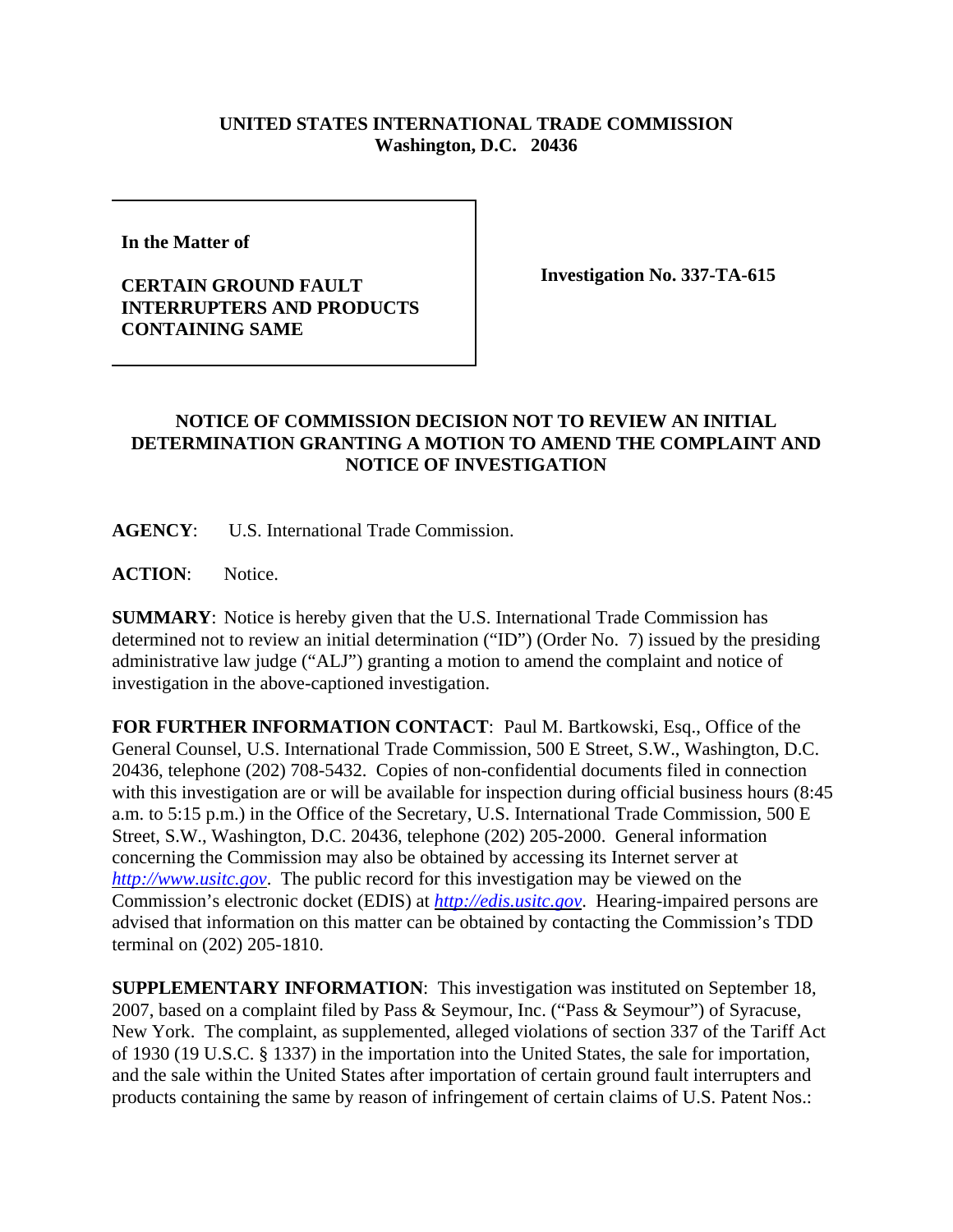**UNITED STATES INTERNATIONAL TRADE COMMISSION**
**Washington, D.C. 20436**

**In the Matter of**

**CERTAIN GROUND FAULT INTERRUPTERS AND PRODUCTS CONTAINING SAME**

**Investigation No. 337-TA-615**

## NOTICE OF COMMISSION DECISION NOT TO REVIEW AN INITIAL DETERMINATION GRANTING A MOTION TO AMEND THE COMPLAINT AND NOTICE OF INVESTIGATION

**AGENCY**: U.S. International Trade Commission.

**ACTION**: Notice.

**SUMMARY**: Notice is hereby given that the U.S. International Trade Commission has determined not to review an initial determination ("ID") (Order No. 7) issued by the presiding administrative law judge ("ALJ") granting a motion to amend the complaint and notice of investigation in the above-captioned investigation.

**FOR FURTHER INFORMATION CONTACT**: Paul M. Bartkowski, Esq., Office of the General Counsel, U.S. International Trade Commission, 500 E Street, S.W., Washington, D.C. 20436, telephone (202) 708-5432. Copies of non-confidential documents filed in connection with this investigation are or will be available for inspection during official business hours (8:45 a.m. to 5:15 p.m.) in the Office of the Secretary, U.S. International Trade Commission, 500 E Street, S.W., Washington, D.C. 20436, telephone (202) 205-2000. General information concerning the Commission may also be obtained by accessing its Internet server at *http://www.usitc.gov*. The public record for this investigation may be viewed on the Commission's electronic docket (EDIS) at *http://edis.usitc.gov*. Hearing-impaired persons are advised that information on this matter can be obtained by contacting the Commission's TDD terminal on (202) 205-1810.

**SUPPLEMENTARY INFORMATION**: This investigation was instituted on September 18, 2007, based on a complaint filed by Pass & Seymour, Inc. ("Pass & Seymour") of Syracuse, New York. The complaint, as supplemented, alleged violations of section 337 of the Tariff Act of 1930 (19 U.S.C. § 1337) in the importation into the United States, the sale for importation, and the sale within the United States after importation of certain ground fault interrupters and products containing the same by reason of infringement of certain claims of U.S. Patent Nos.: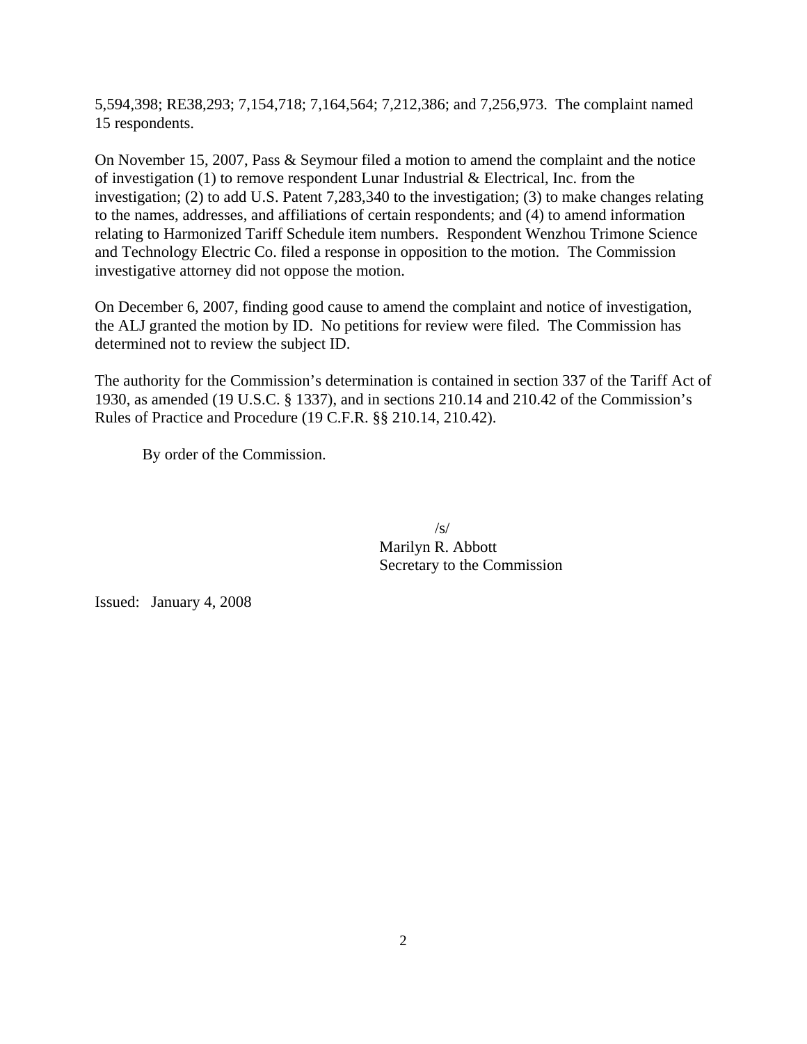5,594,398; RE38,293; 7,154,718; 7,164,564; 7,212,386; and 7,256,973. The complaint named 15 respondents.

On November 15, 2007, Pass & Seymour filed a motion to amend the complaint and the notice of investigation (1) to remove respondent Lunar Industrial & Electrical, Inc. from the investigation; (2) to add U.S. Patent 7,283,340 to the investigation; (3) to make changes relating to the names, addresses, and affiliations of certain respondents; and (4) to amend information relating to Harmonized Tariff Schedule item numbers. Respondent Wenzhou Trimone Science and Technology Electric Co. filed a response in opposition to the motion. The Commission investigative attorney did not oppose the motion.

On December 6, 2007, finding good cause to amend the complaint and notice of investigation, the ALJ granted the motion by ID. No petitions for review were filed. The Commission has determined not to review the subject ID.

The authority for the Commission's determination is contained in section 337 of the Tariff Act of 1930, as amended (19 U.S.C. § 1337), and in sections 210.14 and 210.42 of the Commission's Rules of Practice and Procedure (19 C.F.R. §§ 210.14, 210.42).

By order of the Commission.

/s/
Marilyn R. Abbott
Secretary to the Commission

Issued: January 4, 2008